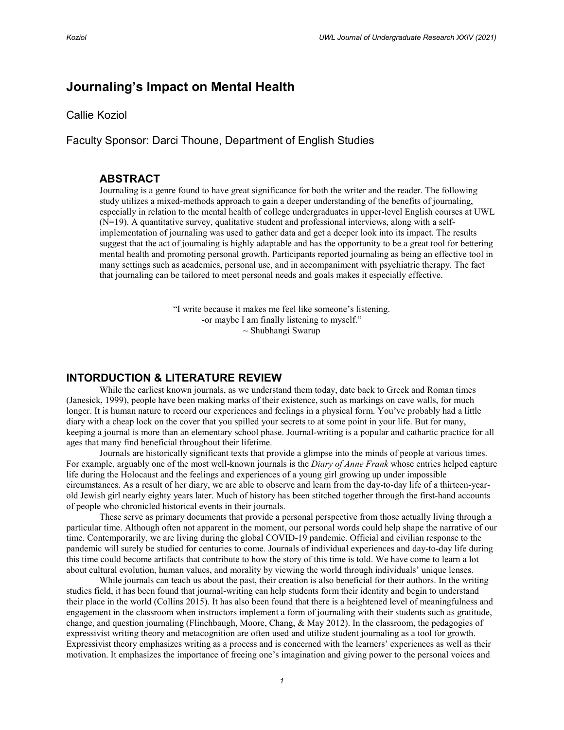# Journaling's Impact on Mental Health

Callie Koziol

Faculty Sponsor: Darci Thoune, Department of English Studies

## ABSTRACT

Journaling is a genre found to have great significance for both the writer and the reader. The following study utilizes a mixed-methods approach to gain a deeper understanding of the benefits of journaling, especially in relation to the mental health of college undergraduates in upper-level English courses at UWL (N=19). A quantitative survey, qualitative student and professional interviews, along with a self-implementation of journaling was used to gather data and get a deeper look into its impact. The results suggest that the act of journaling is highly adaptable and has the opportunity to be a great tool for bettering mental health and promoting personal growth. Participants reported journaling as being an effective tool in many settings such as academics, personal use, and in accompaniment with psychiatric therapy. The fact that journaling can be tailored to meet personal needs and goals makes it especially effective.

> "I write because it makes me feel like someone's listening.
> -or maybe I am finally listening to myself."
> ~ Shubhangi Swarup

## INTORDUCTION & LITERATURE REVIEW

While the earliest known journals, as we understand them today, date back to Greek and Roman times (Janesick, 1999), people have been making marks of their existence, such as markings on cave walls, for much longer. It is human nature to record our experiences and feelings in a physical form. You've probably had a little diary with a cheap lock on the cover that you spilled your secrets to at some point in your life. But for many, keeping a journal is more than an elementary school phase. Journal-writing is a popular and cathartic practice for all ages that many find beneficial throughout their lifetime.

Journals are historically significant texts that provide a glimpse into the minds of people at various times. For example, arguably one of the most well-known journals is the *Diary of Anne Frank* whose entries helped capture life during the Holocaust and the feelings and experiences of a young girl growing up under impossible circumstances. As a result of her diary, we are able to observe and learn from the day-to-day life of a thirteen-year-old Jewish girl nearly eighty years later. Much of history has been stitched together through the first-hand accounts of people who chronicled historical events in their journals.

These serve as primary documents that provide a personal perspective from those actually living through a particular time. Although often not apparent in the moment, our personal words could help shape the narrative of our time. Contemporarily, we are living during the global COVID-19 pandemic. Official and civilian response to the pandemic will surely be studied for centuries to come. Journals of individual experiences and day-to-day life during this time could become artifacts that contribute to how the story of this time is told. We have come to learn a lot about cultural evolution, human values, and morality by viewing the world through individuals' unique lenses.

While journals can teach us about the past, their creation is also beneficial for their authors. In the writing studies field, it has been found that journal-writing can help students form their identity and begin to understand their place in the world (Collins 2015). It has also been found that there is a heightened level of meaningfulness and engagement in the classroom when instructors implement a form of journaling with their students such as gratitude, change, and question journaling (Flinchbaugh, Moore, Chang, & May 2012). In the classroom, the pedagogies of expressivist writing theory and metacognition are often used and utilize student journaling as a tool for growth. Expressivist theory emphasizes writing as a process and is concerned with the learners' experiences as well as their motivation. It emphasizes the importance of freeing one's imagination and giving power to the personal voices and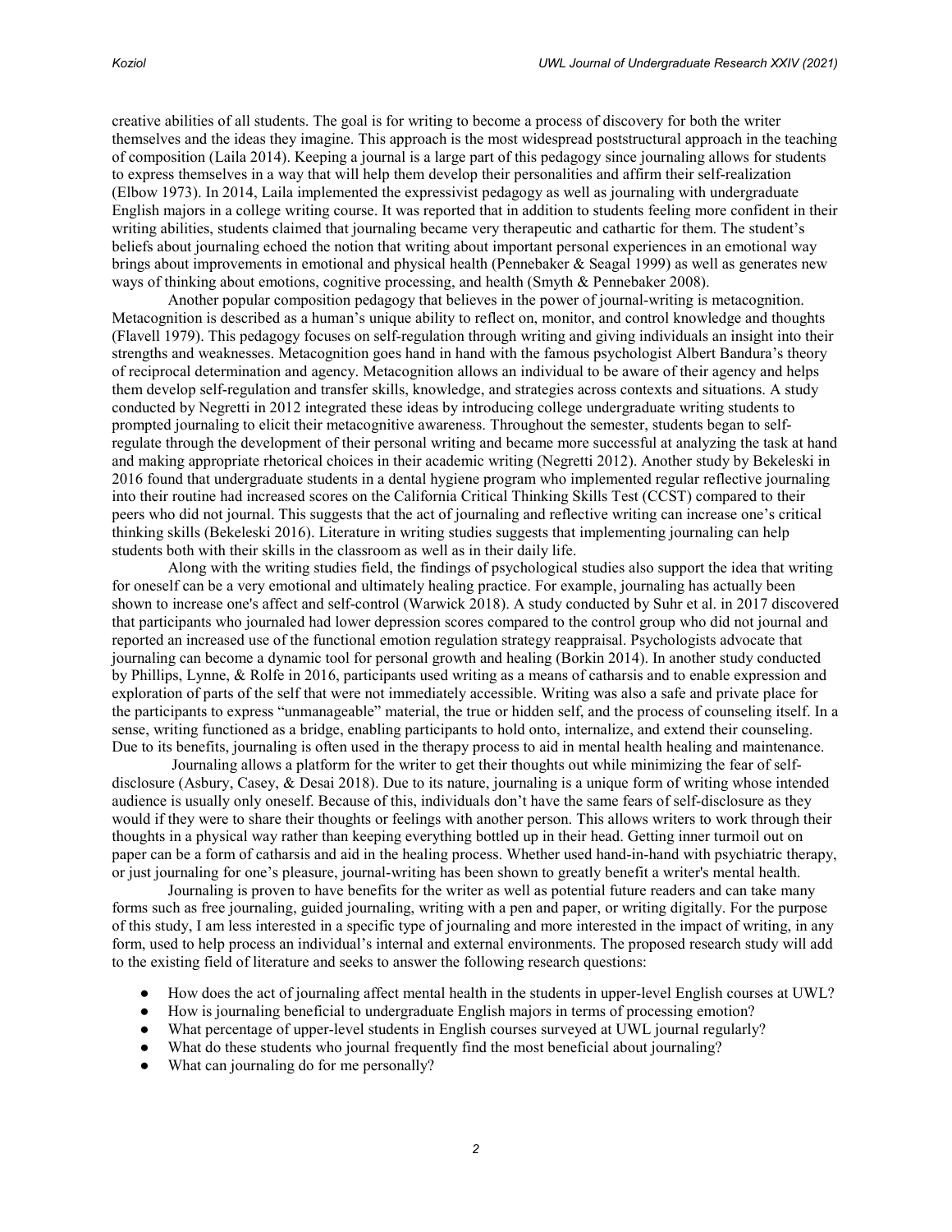creative abilities of all students. The goal is for writing to become a process of discovery for both the writer themselves and the ideas they imagine. This approach is the most widespread poststructural approach in the teaching of composition (Laila 2014). Keeping a journal is a large part of this pedagogy since journaling allows for students to express themselves in a way that will help them develop their personalities and affirm their self-realization (Elbow 1973). In 2014, Laila implemented the expressivist pedagogy as well as journaling with undergraduate English majors in a college writing course. It was reported that in addition to students feeling more confident in their writing abilities, students claimed that journaling became very therapeutic and cathartic for them. The student's beliefs about journaling echoed the notion that writing about important personal experiences in an emotional way brings about improvements in emotional and physical health (Pennebaker & Seagal 1999) as well as generates new ways of thinking about emotions, cognitive processing, and health (Smyth & Pennebaker 2008).

Another popular composition pedagogy that believes in the power of journal-writing is metacognition. Metacognition is described as a human's unique ability to reflect on, monitor, and control knowledge and thoughts (Flavell 1979). This pedagogy focuses on self-regulation through writing and giving individuals an insight into their strengths and weaknesses. Metacognition goes hand in hand with the famous psychologist Albert Bandura's theory of reciprocal determination and agency. Metacognition allows an individual to be aware of their agency and helps them develop self-regulation and transfer skills, knowledge, and strategies across contexts and situations. A study conducted by Negretti in 2012 integrated these ideas by introducing college undergraduate writing students to prompted journaling to elicit their metacognitive awareness. Throughout the semester, students began to self-regulate through the development of their personal writing and became more successful at analyzing the task at hand and making appropriate rhetorical choices in their academic writing (Negretti 2012). Another study by Bekeleski in 2016 found that undergraduate students in a dental hygiene program who implemented regular reflective journaling into their routine had increased scores on the California Critical Thinking Skills Test (CCST) compared to their peers who did not journal. This suggests that the act of journaling and reflective writing can increase one's critical thinking skills (Bekeleski 2016). Literature in writing studies suggests that implementing journaling can help students both with their skills in the classroom as well as in their daily life.

Along with the writing studies field, the findings of psychological studies also support the idea that writing for oneself can be a very emotional and ultimately healing practice. For example, journaling has actually been shown to increase one's affect and self-control (Warwick 2018). A study conducted by Suhr et al. in 2017 discovered that participants who journaled had lower depression scores compared to the control group who did not journal and reported an increased use of the functional emotion regulation strategy reappraisal. Psychologists advocate that journaling can become a dynamic tool for personal growth and healing (Borkin 2014). In another study conducted by Phillips, Lynne, & Rolfe in 2016, participants used writing as a means of catharsis and to enable expression and exploration of parts of the self that were not immediately accessible. Writing was also a safe and private place for the participants to express "unmanageable" material, the true or hidden self, and the process of counseling itself. In a sense, writing functioned as a bridge, enabling participants to hold onto, internalize, and extend their counseling. Due to its benefits, journaling is often used in the therapy process to aid in mental health healing and maintenance.

Journaling allows a platform for the writer to get their thoughts out while minimizing the fear of self-disclosure (Asbury, Casey, & Desai 2018). Due to its nature, journaling is a unique form of writing whose intended audience is usually only oneself. Because of this, individuals don't have the same fears of self-disclosure as they would if they were to share their thoughts or feelings with another person. This allows writers to work through their thoughts in a physical way rather than keeping everything bottled up in their head. Getting inner turmoil out on paper can be a form of catharsis and aid in the healing process. Whether used hand-in-hand with psychiatric therapy, or just journaling for one's pleasure, journal-writing has been shown to greatly benefit a writer's mental health.

Journaling is proven to have benefits for the writer as well as potential future readers and can take many forms such as free journaling, guided journaling, writing with a pen and paper, or writing digitally. For the purpose of this study, I am less interested in a specific type of journaling and more interested in the impact of writing, in any form, used to help process an individual's internal and external environments. The proposed research study will add to the existing field of literature and seeks to answer the following research questions:

- How does the act of journaling affect mental health in the students in upper-level English courses at UWL?
- How is journaling beneficial to undergraduate English majors in terms of processing emotion?
- What percentage of upper-level students in English courses surveyed at UWL journal regularly?
- What do these students who journal frequently find the most beneficial about journaling?
- What can journaling do for me personally?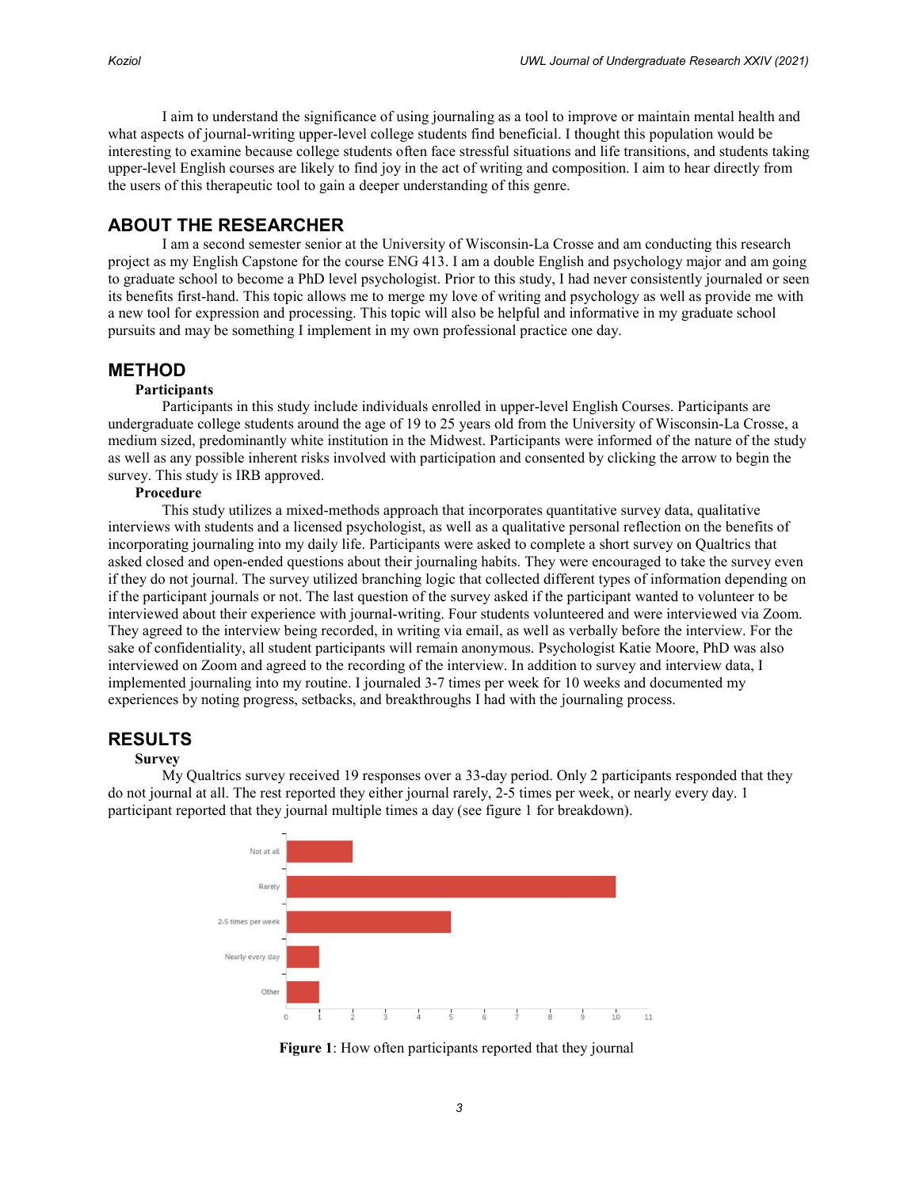I aim to understand the significance of using journaling as a tool to improve or maintain mental health and what aspects of journal-writing upper-level college students find beneficial. I thought this population would be interesting to examine because college students often face stressful situations and life transitions, and students taking upper-level English courses are likely to find joy in the act of writing and composition. I aim to hear directly from the users of this therapeutic tool to gain a deeper understanding of this genre.

## ABOUT THE RESEARCHER

I am a second semester senior at the University of Wisconsin-La Crosse and am conducting this research project as my English Capstone for the course ENG 413. I am a double English and psychology major and am going to graduate school to become a PhD level psychologist. Prior to this study, I had never consistently journaled or seen its benefits first-hand. This topic allows me to merge my love of writing and psychology as well as provide me with a new tool for expression and processing. This topic will also be helpful and informative in my graduate school pursuits and may be something I implement in my own professional practice one day.

## METHOD

### Participants

Participants in this study include individuals enrolled in upper-level English Courses. Participants are undergraduate college students around the age of 19 to 25 years old from the University of Wisconsin-La Crosse, a medium sized, predominantly white institution in the Midwest. Participants were informed of the nature of the study as well as any possible inherent risks involved with participation and consented by clicking the arrow to begin the survey. This study is IRB approved.

### Procedure

This study utilizes a mixed-methods approach that incorporates quantitative survey data, qualitative interviews with students and a licensed psychologist, as well as a qualitative personal reflection on the benefits of incorporating journaling into my daily life. Participants were asked to complete a short survey on Qualtrics that asked closed and open-ended questions about their journaling habits. They were encouraged to take the survey even if they do not journal. The survey utilized branching logic that collected different types of information depending on if the participant journals or not. The last question of the survey asked if the participant wanted to volunteer to be interviewed about their experience with journal-writing. Four students volunteered and were interviewed via Zoom. They agreed to the interview being recorded, in writing via email, as well as verbally before the interview. For the sake of confidentiality, all student participants will remain anonymous. Psychologist Katie Moore, PhD was also interviewed on Zoom and agreed to the recording of the interview. In addition to survey and interview data, I implemented journaling into my routine. I journaled 3-7 times per week for 10 weeks and documented my experiences by noting progress, setbacks, and breakthroughs I had with the journaling process.

## RESULTS

### Survey

My Qualtrics survey received 19 responses over a 33-day period. Only 2 participants responded that they do not journal at all. The rest reported they either journal rarely, 2-5 times per week, or nearly every day. 1 participant reported that they journal multiple times a day (see figure 1 for breakdown).

| Response | Count |
|---|---|
| Not at all | 2 |
| Rarely | 10 |
| 2-5 times per week | 5 |
| Nearly every day | 1 |
| Other | 1 |

**Figure 1**: How often participants reported that they journal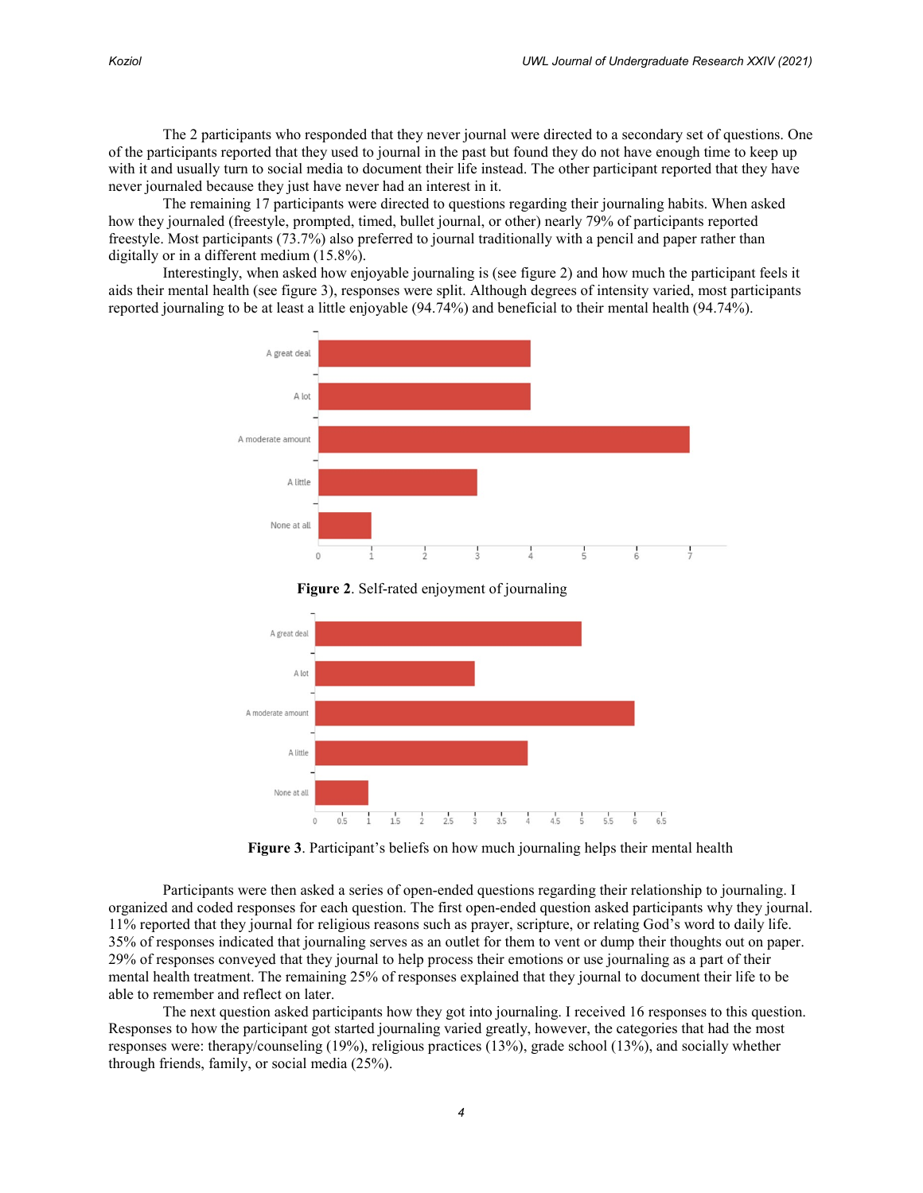The 2 participants who responded that they never journal were directed to a secondary set of questions. One of the participants reported that they used to journal in the past but found they do not have enough time to keep up with it and usually turn to social media to document their life instead. The other participant reported that they have never journaled because they just have never had an interest in it.

The remaining 17 participants were directed to questions regarding their journaling habits. When asked how they journaled (freestyle, prompted, timed, bullet journal, or other) nearly 79% of participants reported freestyle. Most participants (73.7%) also preferred to journal traditionally with a pencil and paper rather than digitally or in a different medium (15.8%).

Interestingly, when asked how enjoyable journaling is (see figure 2) and how much the participant feels it aids their mental health (see figure 3), responses were split. Although degrees of intensity varied, most participants reported journaling to be at least a little enjoyable (94.74%) and beneficial to their mental health (94.74%).

**Figure 2**. Self-rated enjoyment of journaling

**Figure 3**. Participant's beliefs on how much journaling helps their mental health

Participants were then asked a series of open-ended questions regarding their relationship to journaling. I organized and coded responses for each question. The first open-ended question asked participants why they journal. 11% reported that they journal for religious reasons such as prayer, scripture, or relating God's word to daily life. 35% of responses indicated that journaling serves as an outlet for them to vent or dump their thoughts out on paper. 29% of responses conveyed that they journal to help process their emotions or use journaling as a part of their mental health treatment. The remaining 25% of responses explained that they journal to document their life to be able to remember and reflect on later.

The next question asked participants how they got into journaling. I received 16 responses to this question. Responses to how the participant got started journaling varied greatly, however, the categories that had the most responses were: therapy/counseling (19%), religious practices (13%), grade school (13%), and socially whether through friends, family, or social media (25%).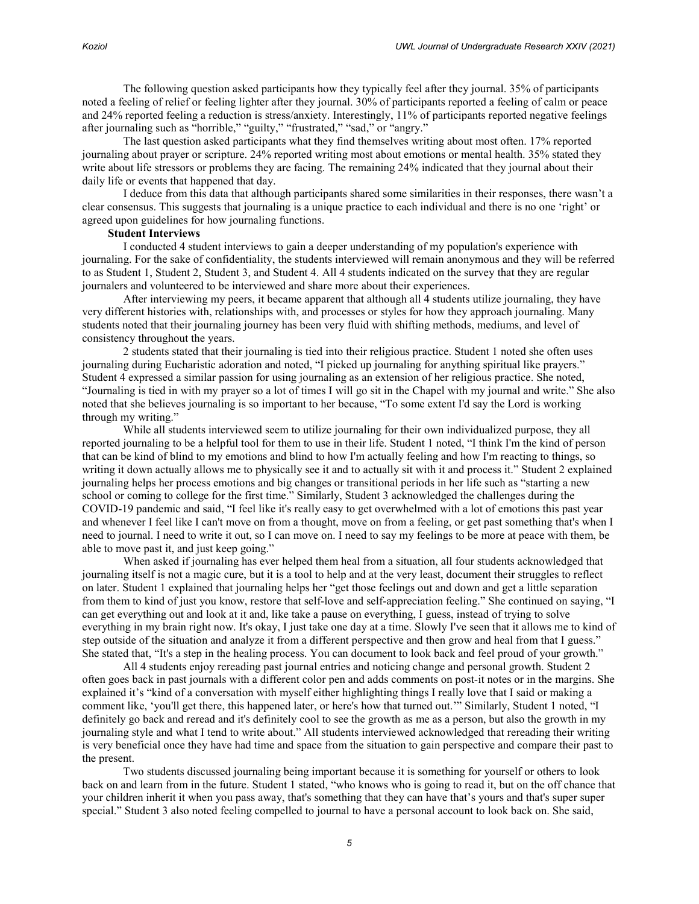The following question asked participants how they typically feel after they journal. 35% of participants noted a feeling of relief or feeling lighter after they journal. 30% of participants reported a feeling of calm or peace and 24% reported feeling a reduction is stress/anxiety. Interestingly, 11% of participants reported negative feelings after journaling such as "horrible," "guilty," "frustrated," "sad," or "angry."

The last question asked participants what they find themselves writing about most often. 17% reported journaling about prayer or scripture. 24% reported writing most about emotions or mental health. 35% stated they write about life stressors or problems they are facing. The remaining 24% indicated that they journal about their daily life or events that happened that day.

I deduce from this data that although participants shared some similarities in their responses, there wasn't a clear consensus. This suggests that journaling is a unique practice to each individual and there is no one 'right' or agreed upon guidelines for how journaling functions.

**Student Interviews**

I conducted 4 student interviews to gain a deeper understanding of my population's experience with journaling. For the sake of confidentiality, the students interviewed will remain anonymous and they will be referred to as Student 1, Student 2, Student 3, and Student 4. All 4 students indicated on the survey that they are regular journalers and volunteered to be interviewed and share more about their experiences.

After interviewing my peers, it became apparent that although all 4 students utilize journaling, they have very different histories with, relationships with, and processes or styles for how they approach journaling. Many students noted that their journaling journey has been very fluid with shifting methods, mediums, and level of consistency throughout the years.

2 students stated that their journaling is tied into their religious practice. Student 1 noted she often uses journaling during Eucharistic adoration and noted, "I picked up journaling for anything spiritual like prayers." Student 4 expressed a similar passion for using journaling as an extension of her religious practice. She noted, "Journaling is tied in with my prayer so a lot of times I will go sit in the Chapel with my journal and write." She also noted that she believes journaling is so important to her because, "To some extent I'd say the Lord is working through my writing."

While all students interviewed seem to utilize journaling for their own individualized purpose, they all reported journaling to be a helpful tool for them to use in their life. Student 1 noted, "I think I'm the kind of person that can be kind of blind to my emotions and blind to how I'm actually feeling and how I'm reacting to things, so writing it down actually allows me to physically see it and to actually sit with it and process it." Student 2 explained journaling helps her process emotions and big changes or transitional periods in her life such as "starting a new school or coming to college for the first time." Similarly, Student 3 acknowledged the challenges during the COVID-19 pandemic and said, "I feel like it's really easy to get overwhelmed with a lot of emotions this past year and whenever I feel like I can't move on from a thought, move on from a feeling, or get past something that's when I need to journal. I need to write it out, so I can move on. I need to say my feelings to be more at peace with them, be able to move past it, and just keep going."

When asked if journaling has ever helped them heal from a situation, all four students acknowledged that journaling itself is not a magic cure, but it is a tool to help and at the very least, document their struggles to reflect on later. Student 1 explained that journaling helps her "get those feelings out and down and get a little separation from them to kind of just you know, restore that self-love and self-appreciation feeling." She continued on saying, "I can get everything out and look at it and, like take a pause on everything, I guess, instead of trying to solve everything in my brain right now. It's okay, I just take one day at a time. Slowly I've seen that it allows me to kind of step outside of the situation and analyze it from a different perspective and then grow and heal from that I guess." She stated that, "It's a step in the healing process. You can document to look back and feel proud of your growth."

All 4 students enjoy rereading past journal entries and noticing change and personal growth. Student 2 often goes back in past journals with a different color pen and adds comments on post-it notes or in the margins. She explained it's "kind of a conversation with myself either highlighting things I really love that I said or making a comment like, 'you'll get there, this happened later, or here's how that turned out.'" Similarly, Student 1 noted, "I definitely go back and reread and it's definitely cool to see the growth as me as a person, but also the growth in my journaling style and what I tend to write about." All students interviewed acknowledged that rereading their writing is very beneficial once they have had time and space from the situation to gain perspective and compare their past to the present.

Two students discussed journaling being important because it is something for yourself or others to look back on and learn from in the future. Student 1 stated, "who knows who is going to read it, but on the off chance that your children inherit it when you pass away, that's something that they can have that's yours and that's super super special." Student 3 also noted feeling compelled to journal to have a personal account to look back on. She said,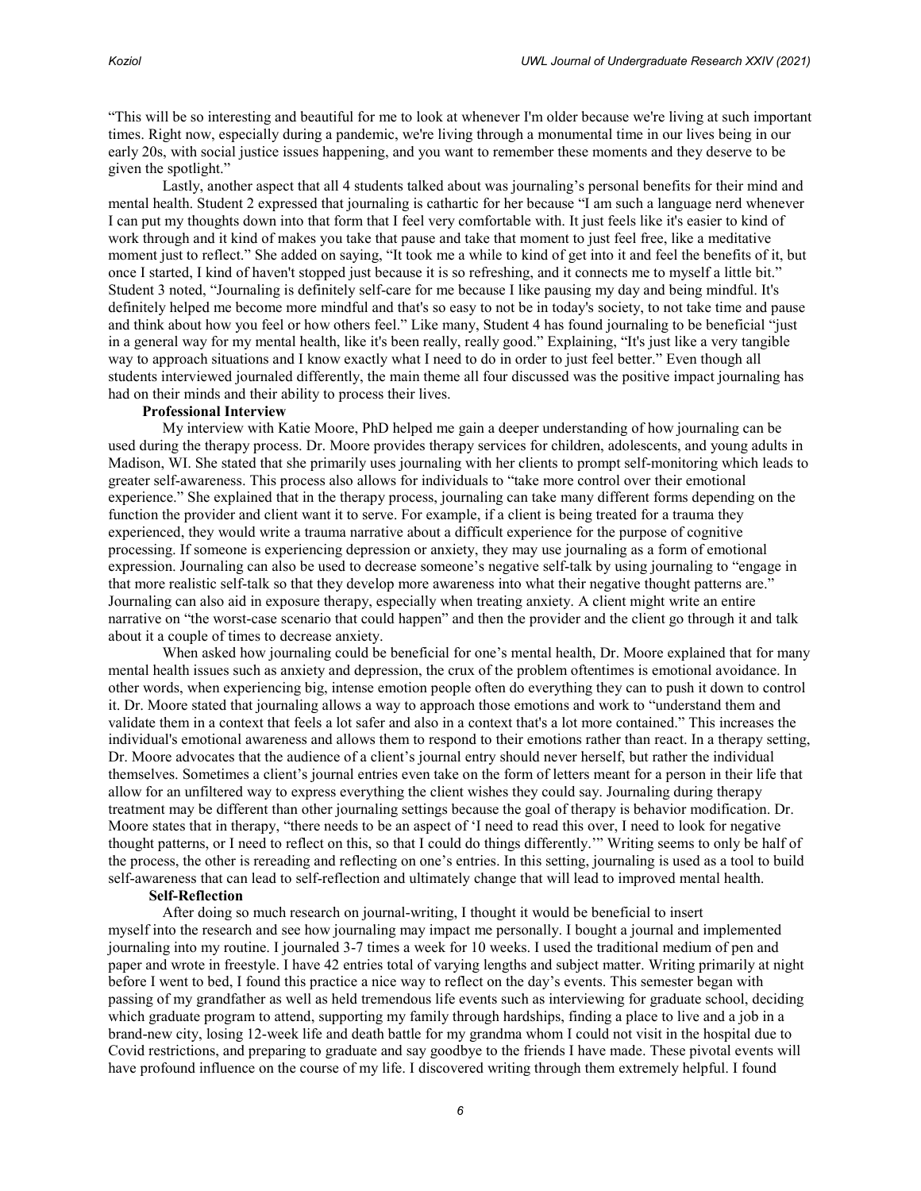"This will be so interesting and beautiful for me to look at whenever I'm older because we're living at such important times. Right now, especially during a pandemic, we're living through a monumental time in our lives being in our early 20s, with social justice issues happening, and you want to remember these moments and they deserve to be given the spotlight."

Lastly, another aspect that all 4 students talked about was journaling's personal benefits for their mind and mental health. Student 2 expressed that journaling is cathartic for her because "I am such a language nerd whenever I can put my thoughts down into that form that I feel very comfortable with. It just feels like it's easier to kind of work through and it kind of makes you take that pause and take that moment to just feel free, like a meditative moment just to reflect." She added on saying, "It took me a while to kind of get into it and feel the benefits of it, but once I started, I kind of haven't stopped just because it is so refreshing, and it connects me to myself a little bit." Student 3 noted, "Journaling is definitely self-care for me because I like pausing my day and being mindful. It's definitely helped me become more mindful and that's so easy to not be in today's society, to not take time and pause and think about how you feel or how others feel." Like many, Student 4 has found journaling to be beneficial "just in a general way for my mental health, like it's been really, really good." Explaining, "It's just like a very tangible way to approach situations and I know exactly what I need to do in order to just feel better." Even though all students interviewed journaled differently, the main theme all four discussed was the positive impact journaling has had on their minds and their ability to process their lives.

**Professional Interview**

My interview with Katie Moore, PhD helped me gain a deeper understanding of how journaling can be used during the therapy process. Dr. Moore provides therapy services for children, adolescents, and young adults in Madison, WI. She stated that she primarily uses journaling with her clients to prompt self-monitoring which leads to greater self-awareness. This process also allows for individuals to "take more control over their emotional experience." She explained that in the therapy process, journaling can take many different forms depending on the function the provider and client want it to serve. For example, if a client is being treated for a trauma they experienced, they would write a trauma narrative about a difficult experience for the purpose of cognitive processing. If someone is experiencing depression or anxiety, they may use journaling as a form of emotional expression. Journaling can also be used to decrease someone's negative self-talk by using journaling to "engage in that more realistic self-talk so that they develop more awareness into what their negative thought patterns are." Journaling can also aid in exposure therapy, especially when treating anxiety. A client might write an entire narrative on "the worst-case scenario that could happen" and then the provider and the client go through it and talk about it a couple of times to decrease anxiety.

When asked how journaling could be beneficial for one's mental health, Dr. Moore explained that for many mental health issues such as anxiety and depression, the crux of the problem oftentimes is emotional avoidance. In other words, when experiencing big, intense emotion people often do everything they can to push it down to control it. Dr. Moore stated that journaling allows a way to approach those emotions and work to "understand them and validate them in a context that feels a lot safer and also in a context that's a lot more contained." This increases the individual's emotional awareness and allows them to respond to their emotions rather than react. In a therapy setting, Dr. Moore advocates that the audience of a client's journal entry should never herself, but rather the individual themselves. Sometimes a client's journal entries even take on the form of letters meant for a person in their life that allow for an unfiltered way to express everything the client wishes they could say. Journaling during therapy treatment may be different than other journaling settings because the goal of therapy is behavior modification. Dr. Moore states that in therapy, "there needs to be an aspect of 'I need to read this over, I need to look for negative thought patterns, or I need to reflect on this, so that I could do things differently.'" Writing seems to only be half of the process, the other is rereading and reflecting on one's entries. In this setting, journaling is used as a tool to build self-awareness that can lead to self-reflection and ultimately change that will lead to improved mental health.

**Self-Reflection**

After doing so much research on journal-writing, I thought it would be beneficial to insert myself into the research and see how journaling may impact me personally. I bought a journal and implemented journaling into my routine. I journaled 3-7 times a week for 10 weeks. I used the traditional medium of pen and paper and wrote in freestyle. I have 42 entries total of varying lengths and subject matter. Writing primarily at night before I went to bed, I found this practice a nice way to reflect on the day's events. This semester began with passing of my grandfather as well as held tremendous life events such as interviewing for graduate school, deciding which graduate program to attend, supporting my family through hardships, finding a place to live and a job in a brand-new city, losing 12-week life and death battle for my grandma whom I could not visit in the hospital due to Covid restrictions, and preparing to graduate and say goodbye to the friends I have made. These pivotal events will have profound influence on the course of my life. I discovered writing through them extremely helpful. I found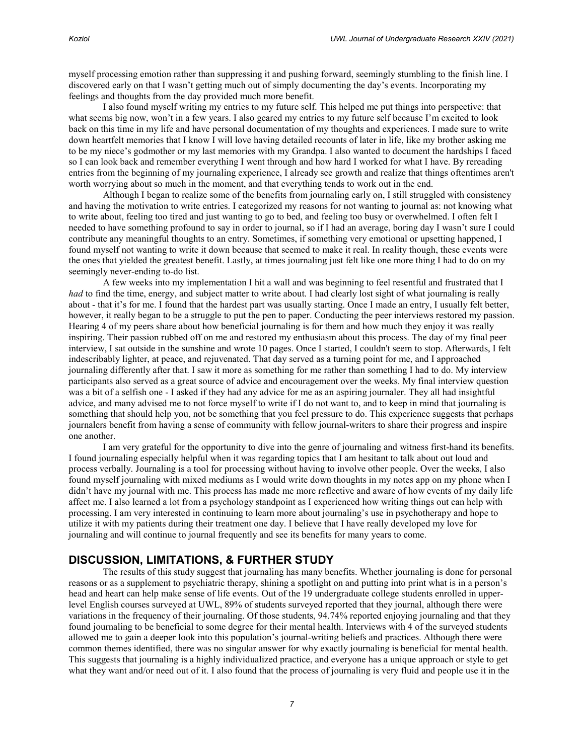myself processing emotion rather than suppressing it and pushing forward, seemingly stumbling to the finish line. I discovered early on that I wasn't getting much out of simply documenting the day's events. Incorporating my feelings and thoughts from the day provided much more benefit.

I also found myself writing my entries to my future self. This helped me put things into perspective: that what seems big now, won't in a few years. I also geared my entries to my future self because I'm excited to look back on this time in my life and have personal documentation of my thoughts and experiences. I made sure to write down heartfelt memories that I know I will love having detailed recounts of later in life, like my brother asking me to be my niece's godmother or my last memories with my Grandpa. I also wanted to document the hardships I faced so I can look back and remember everything I went through and how hard I worked for what I have. By rereading entries from the beginning of my journaling experience, I already see growth and realize that things oftentimes aren't worth worrying about so much in the moment, and that everything tends to work out in the end.

Although I began to realize some of the benefits from journaling early on, I still struggled with consistency and having the motivation to write entries. I categorized my reasons for not wanting to journal as: not knowing what to write about, feeling too tired and just wanting to go to bed, and feeling too busy or overwhelmed. I often felt I needed to have something profound to say in order to journal, so if I had an average, boring day I wasn't sure I could contribute any meaningful thoughts to an entry. Sometimes, if something very emotional or upsetting happened, I found myself not wanting to write it down because that seemed to make it real. In reality though, these events were the ones that yielded the greatest benefit. Lastly, at times journaling just felt like one more thing I had to do on my seemingly never-ending to-do list.

A few weeks into my implementation I hit a wall and was beginning to feel resentful and frustrated that I *had* to find the time, energy, and subject matter to write about. I had clearly lost sight of what journaling is really about - that it's for me. I found that the hardest part was usually starting. Once I made an entry, I usually felt better, however, it really began to be a struggle to put the pen to paper. Conducting the peer interviews restored my passion. Hearing 4 of my peers share about how beneficial journaling is for them and how much they enjoy it was really inspiring. Their passion rubbed off on me and restored my enthusiasm about this process. The day of my final peer interview, I sat outside in the sunshine and wrote 10 pages. Once I started, I couldn't seem to stop. Afterwards, I felt indescribably lighter, at peace, and rejuvenated. That day served as a turning point for me, and I approached journaling differently after that. I saw it more as something for me rather than something I had to do. My interview participants also served as a great source of advice and encouragement over the weeks. My final interview question was a bit of a selfish one - I asked if they had any advice for me as an aspiring journaler. They all had insightful advice, and many advised me to not force myself to write if I do not want to, and to keep in mind that journaling is something that should help you, not be something that you feel pressure to do. This experience suggests that perhaps journalers benefit from having a sense of community with fellow journal-writers to share their progress and inspire one another.

I am very grateful for the opportunity to dive into the genre of journaling and witness first-hand its benefits. I found journaling especially helpful when it was regarding topics that I am hesitant to talk about out loud and process verbally. Journaling is a tool for processing without having to involve other people. Over the weeks, I also found myself journaling with mixed mediums as I would write down thoughts in my notes app on my phone when I didn't have my journal with me. This process has made me more reflective and aware of how events of my daily life affect me. I also learned a lot from a psychology standpoint as I experienced how writing things out can help with processing. I am very interested in continuing to learn more about journaling's use in psychotherapy and hope to utilize it with my patients during their treatment one day. I believe that I have really developed my love for journaling and will continue to journal frequently and see its benefits for many years to come.

## DISCUSSION, LIMITATIONS, & FURTHER STUDY

The results of this study suggest that journaling has many benefits. Whether journaling is done for personal reasons or as a supplement to psychiatric therapy, shining a spotlight on and putting into print what is in a person's head and heart can help make sense of life events. Out of the 19 undergraduate college students enrolled in upper-level English courses surveyed at UWL, 89% of students surveyed reported that they journal, although there were variations in the frequency of their journaling. Of those students, 94.74% reported enjoying journaling and that they found journaling to be beneficial to some degree for their mental health. Interviews with 4 of the surveyed students allowed me to gain a deeper look into this population's journal-writing beliefs and practices. Although there were common themes identified, there was no singular answer for why exactly journaling is beneficial for mental health. This suggests that journaling is a highly individualized practice, and everyone has a unique approach or style to get what they want and/or need out of it. I also found that the process of journaling is very fluid and people use it in the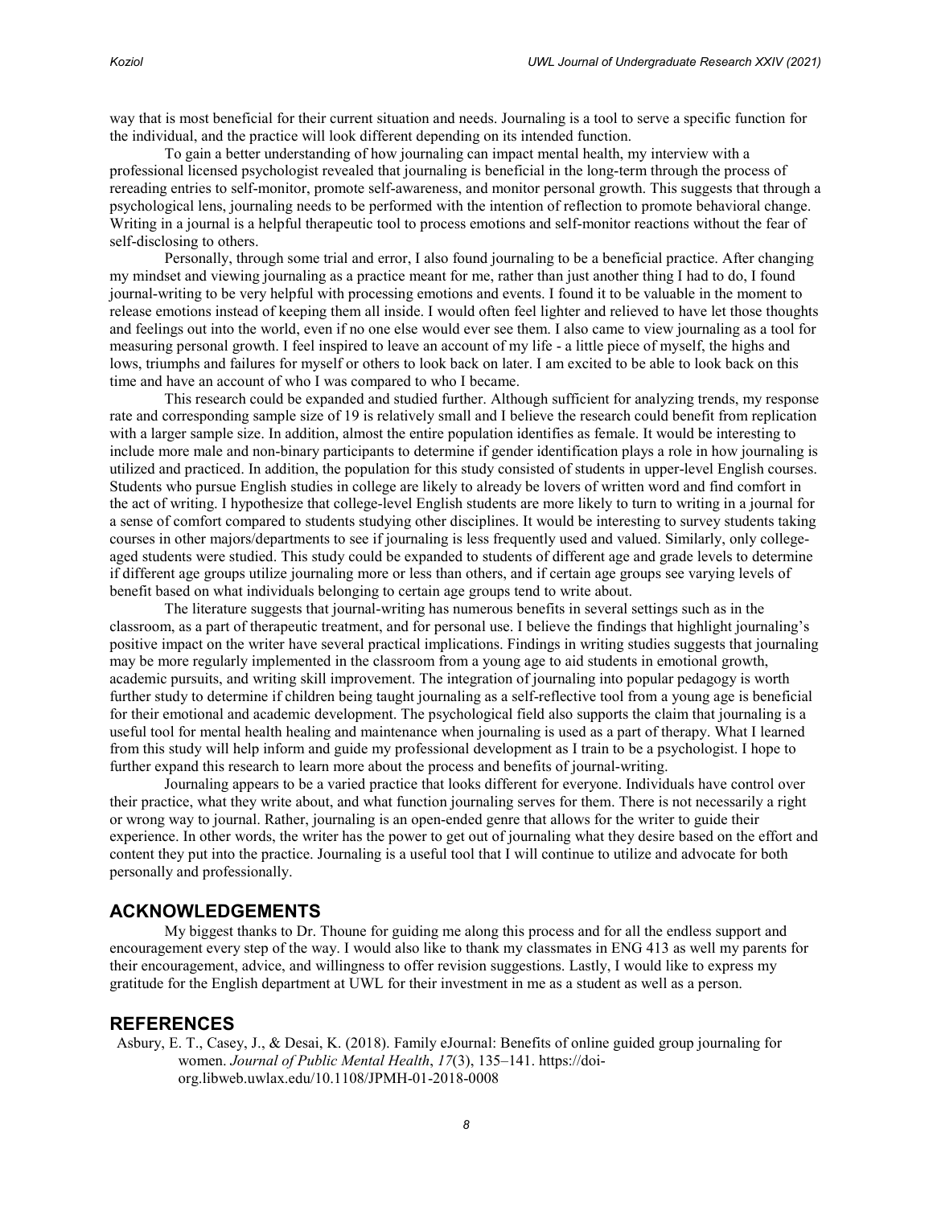way that is most beneficial for their current situation and needs. Journaling is a tool to serve a specific function for the individual, and the practice will look different depending on its intended function.

To gain a better understanding of how journaling can impact mental health, my interview with a professional licensed psychologist revealed that journaling is beneficial in the long-term through the process of rereading entries to self-monitor, promote self-awareness, and monitor personal growth. This suggests that through a psychological lens, journaling needs to be performed with the intention of reflection to promote behavioral change. Writing in a journal is a helpful therapeutic tool to process emotions and self-monitor reactions without the fear of self-disclosing to others.

Personally, through some trial and error, I also found journaling to be a beneficial practice. After changing my mindset and viewing journaling as a practice meant for me, rather than just another thing I had to do, I found journal-writing to be very helpful with processing emotions and events. I found it to be valuable in the moment to release emotions instead of keeping them all inside. I would often feel lighter and relieved to have let those thoughts and feelings out into the world, even if no one else would ever see them. I also came to view journaling as a tool for measuring personal growth. I feel inspired to leave an account of my life - a little piece of myself, the highs and lows, triumphs and failures for myself or others to look back on later. I am excited to be able to look back on this time and have an account of who I was compared to who I became.

This research could be expanded and studied further. Although sufficient for analyzing trends, my response rate and corresponding sample size of 19 is relatively small and I believe the research could benefit from replication with a larger sample size. In addition, almost the entire population identifies as female. It would be interesting to include more male and non-binary participants to determine if gender identification plays a role in how journaling is utilized and practiced. In addition, the population for this study consisted of students in upper-level English courses. Students who pursue English studies in college are likely to already be lovers of written word and find comfort in the act of writing. I hypothesize that college-level English students are more likely to turn to writing in a journal for a sense of comfort compared to students studying other disciplines. It would be interesting to survey students taking courses in other majors/departments to see if journaling is less frequently used and valued. Similarly, only college-aged students were studied. This study could be expanded to students of different age and grade levels to determine if different age groups utilize journaling more or less than others, and if certain age groups see varying levels of benefit based on what individuals belonging to certain age groups tend to write about.

The literature suggests that journal-writing has numerous benefits in several settings such as in the classroom, as a part of therapeutic treatment, and for personal use. I believe the findings that highlight journaling's positive impact on the writer have several practical implications. Findings in writing studies suggests that journaling may be more regularly implemented in the classroom from a young age to aid students in emotional growth, academic pursuits, and writing skill improvement. The integration of journaling into popular pedagogy is worth further study to determine if children being taught journaling as a self-reflective tool from a young age is beneficial for their emotional and academic development. The psychological field also supports the claim that journaling is a useful tool for mental health healing and maintenance when journaling is used as a part of therapy. What I learned from this study will help inform and guide my professional development as I train to be a psychologist. I hope to further expand this research to learn more about the process and benefits of journal-writing.

Journaling appears to be a varied practice that looks different for everyone. Individuals have control over their practice, what they write about, and what function journaling serves for them. There is not necessarily a right or wrong way to journal. Rather, journaling is an open-ended genre that allows for the writer to guide their experience. In other words, the writer has the power to get out of journaling what they desire based on the effort and content they put into the practice. Journaling is a useful tool that I will continue to utilize and advocate for both personally and professionally.

## ACKNOWLEDGEMENTS

My biggest thanks to Dr. Thoune for guiding me along this process and for all the endless support and encouragement every step of the way. I would also like to thank my classmates in ENG 413 as well my parents for their encouragement, advice, and willingness to offer revision suggestions. Lastly, I would like to express my gratitude for the English department at UWL for their investment in me as a student as well as a person.

## REFERENCES

Asbury, E. T., Casey, J., & Desai, K. (2018). Family eJournal: Benefits of online guided group journaling for women. *Journal of Public Mental Health*, *17*(3), 135–141. https://doi-org.libweb.uwlax.edu/10.1108/JPMH-01-2018-0008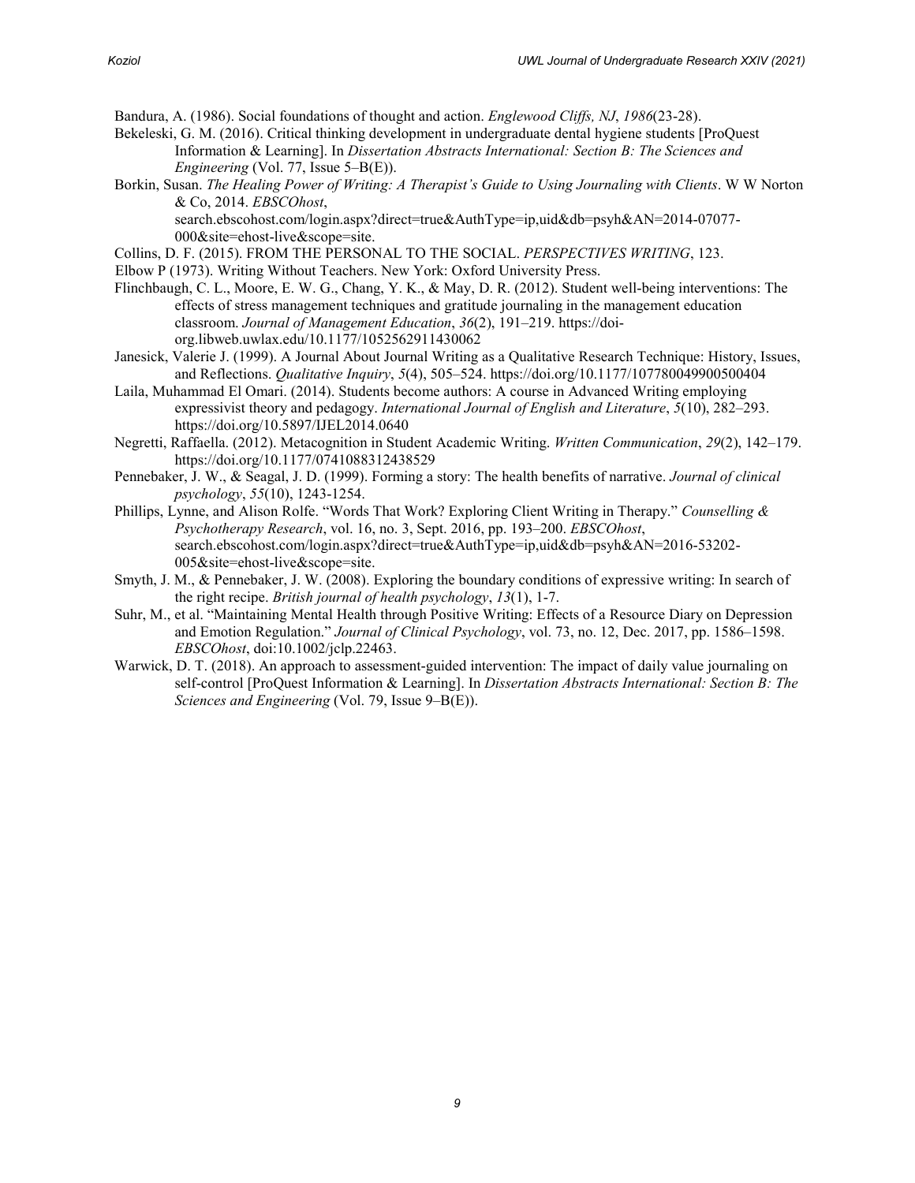Bandura, A. (1986). Social foundations of thought and action. *Englewood Cliffs, NJ*, *1986*(23-28).

Bekeleski, G. M. (2016). Critical thinking development in undergraduate dental hygiene students [ProQuest Information & Learning]. In *Dissertation Abstracts International: Section B: The Sciences and Engineering* (Vol. 77, Issue 5–B(E)).

Borkin, Susan. *The Healing Power of Writing: A Therapist's Guide to Using Journaling with Clients*. W W Norton & Co, 2014. *EBSCOhost*, search.ebscohost.com/login.aspx?direct=true&AuthType=ip,uid&db=psyh&AN=2014-07077-000&site=ehost-live&scope=site.

Collins, D. F. (2015). FROM THE PERSONAL TO THE SOCIAL. *PERSPECTIVES WRITING*, 123.

Elbow P (1973). Writing Without Teachers. New York: Oxford University Press.

Flinchbaugh, C. L., Moore, E. W. G., Chang, Y. K., & May, D. R. (2012). Student well-being interventions: The effects of stress management techniques and gratitude journaling in the management education classroom. *Journal of Management Education*, *36*(2), 191–219. https://doi-org.libweb.uwlax.edu/10.1177/1052562911430062

Janesick, Valerie J. (1999). A Journal About Journal Writing as a Qualitative Research Technique: History, Issues, and Reflections. *Qualitative Inquiry*, *5*(4), 505–524. https://doi.org/10.1177/107780049900500404

Laila, Muhammad El Omari. (2014). Students become authors: A course in Advanced Writing employing expressivist theory and pedagogy. *International Journal of English and Literature*, *5*(10), 282–293. https://doi.org/10.5897/IJEL2014.0640

Negretti, Raffaella. (2012). Metacognition in Student Academic Writing. *Written Communication*, *29*(2), 142–179. https://doi.org/10.1177/0741088312438529

Pennebaker, J. W., & Seagal, J. D. (1999). Forming a story: The health benefits of narrative. *Journal of clinical psychology*, *55*(10), 1243-1254.

Phillips, Lynne, and Alison Rolfe. "Words That Work? Exploring Client Writing in Therapy." *Counselling & Psychotherapy Research*, vol. 16, no. 3, Sept. 2016, pp. 193–200. *EBSCOhost*, search.ebscohost.com/login.aspx?direct=true&AuthType=ip,uid&db=psyh&AN=2016-53202-005&site=ehost-live&scope=site.

Smyth, J. M., & Pennebaker, J. W. (2008). Exploring the boundary conditions of expressive writing: In search of the right recipe. *British journal of health psychology*, *13*(1), 1-7.

Suhr, M., et al. "Maintaining Mental Health through Positive Writing: Effects of a Resource Diary on Depression and Emotion Regulation." *Journal of Clinical Psychology*, vol. 73, no. 12, Dec. 2017, pp. 1586–1598. *EBSCOhost*, doi:10.1002/jclp.22463.

Warwick, D. T. (2018). An approach to assessment-guided intervention: The impact of daily value journaling on self-control [ProQuest Information & Learning]. In *Dissertation Abstracts International: Section B: The Sciences and Engineering* (Vol. 79, Issue 9–B(E)).